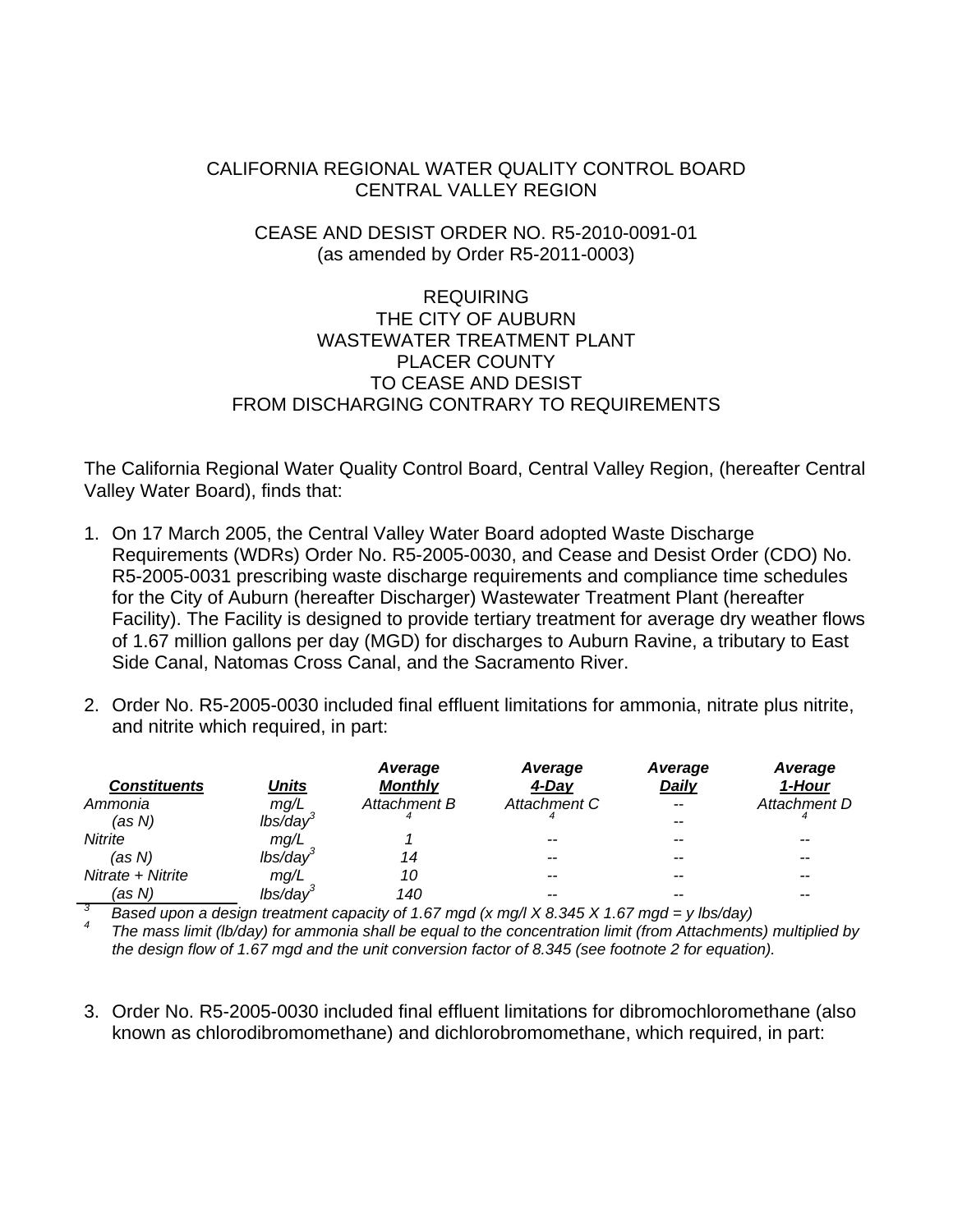CALIFORNIA REGIONAL WATER QUALITY CONTROL BOARD
CENTRAL VALLEY REGION

CEASE AND DESIST ORDER NO. R5-2010-0091-01
(as amended by Order R5-2011-0003)

REQUIRING
THE CITY OF AUBURN
WASTEWATER TREATMENT PLANT
PLACER COUNTY
TO CEASE AND DESIST
FROM DISCHARGING CONTRARY TO REQUIREMENTS

The California Regional Water Quality Control Board, Central Valley Region, (hereafter Central Valley Water Board), finds that:

1. On 17 March 2005, the Central Valley Water Board adopted Waste Discharge Requirements (WDRs) Order No. R5-2005-0030, and Cease and Desist Order (CDO) No. R5-2005-0031 prescribing waste discharge requirements and compliance time schedules for the City of Auburn (hereafter Discharger) Wastewater Treatment Plant (hereafter Facility). The Facility is designed to provide tertiary treatment for average dry weather flows of 1.67 million gallons per day (MGD) for discharges to Auburn Ravine, a tributary to East Side Canal, Natomas Cross Canal, and the Sacramento River.

2. Order No. R5-2005-0030 included final effluent limitations for ammonia, nitrate plus nitrite, and nitrite which required, in part:

| ***Constituents*** | ***Units*** | ***Average Monthly*** | ***Average 4-Day*** | ***Average Daily*** | ***Average 1-Hour*** |
|---|---|---|---|---|---|
| *Ammonia* | *mg/L* | *Attachment B* | *Attachment C* | -- | *Attachment D* |
| *(as N)* | *lbs/day*[3] | [4] | [4] | -- | [4] |
| *Nitrite* | *mg/L* | *1* | -- | -- | -- |
| *(as N)* | *lbs/day*[3] | *14* | -- | -- | -- |
| *Nitrate + Nitrite* | *mg/L* | *10* | -- | -- | -- |
| *(as N)* | *lbs/day*[3] | *140* | -- | -- | -- |

[3] *Based upon a design treatment capacity of 1.67 mgd (x mg/l X 8.345 X 1.67 mgd = y lbs/day)*

[4] *The mass limit (lb/day) for ammonia shall be equal to the concentration limit (from Attachments) multiplied by the design flow of 1.67 mgd and the unit conversion factor of 8.345 (see footnote 2 for equation).*

3. Order No. R5-2005-0030 included final effluent limitations for dibromochloromethane (also known as chlorodibromomethane) and dichlorobromomethane, which required, in part: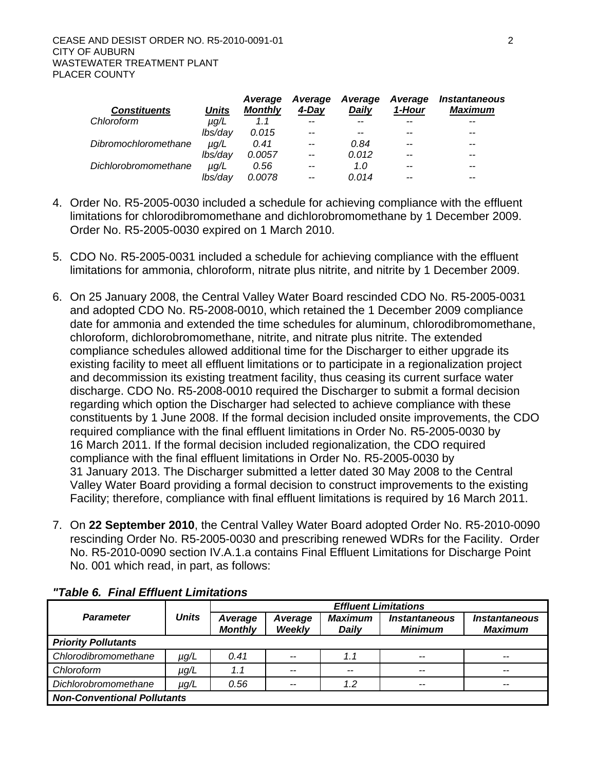| *Constituents* | *Units* | *Average Monthly* | *Average 4-Day* | *Average Daily* | *Average 1-Hour* | *Instantaneous Maximum* |
|---|---|---|---|---|---|---|
| *Chloroform* | *µg/L* | *1.1* | -- | -- | -- | -- |
| | *lbs/day* | *0.015* | -- | -- | -- | -- |
| *Dibromochloromethane* | *µg/L* | *0.41* | -- | *0.84* | -- | -- |
| | *lbs/day* | *0.0057* | -- | *0.012* | -- | -- |
| *Dichlorobromomethane* | *µg/L* | *0.56* | -- | *1.0* | -- | -- |
| | *lbs/day* | *0.0078* | -- | *0.014* | -- | -- |

4. Order No. R5-2005-0030 included a schedule for achieving compliance with the effluent limitations for chlorodibromomethane and dichlorobromomethane by 1 December 2009. Order No. R5-2005-0030 expired on 1 March 2010.

5. CDO No. R5-2005-0031 included a schedule for achieving compliance with the effluent limitations for ammonia, chloroform, nitrate plus nitrite, and nitrite by 1 December 2009.

6. On 25 January 2008, the Central Valley Water Board rescinded CDO No. R5-2005-0031 and adopted CDO No. R5-2008-0010, which retained the 1 December 2009 compliance date for ammonia and extended the time schedules for aluminum, chlorodibromomethane, chloroform, dichlorobromomethane, nitrite, and nitrate plus nitrite. The extended compliance schedules allowed additional time for the Discharger to either upgrade its existing facility to meet all effluent limitations or to participate in a regionalization project and decommission its existing treatment facility, thus ceasing its current surface water discharge. CDO No. R5-2008-0010 required the Discharger to submit a formal decision regarding which option the Discharger had selected to achieve compliance with these constituents by 1 June 2008. If the formal decision included onsite improvements, the CDO required compliance with the final effluent limitations in Order No. R5-2005-0030 by 16 March 2011. If the formal decision included regionalization, the CDO required compliance with the final effluent limitations in Order No. R5-2005-0030 by 31 January 2013. The Discharger submitted a letter dated 30 May 2008 to the Central Valley Water Board providing a formal decision to construct improvements to the existing Facility; therefore, compliance with final effluent limitations is required by 16 March 2011.

7. On **22 September 2010**, the Central Valley Water Board adopted Order No. R5-2010-0090 rescinding Order No. R5-2005-0030 and prescribing renewed WDRs for the Facility. Order No. R5-2010-0090 section IV.A.1.a contains Final Effluent Limitations for Discharge Point No. 001 which read, in part, as follows:

***"Table 6. Final Effluent Limitations***

| ***Parameter*** | ***Units*** | ***Effluent Limitations*** | | | | |
|---|---|---|---|---|---|---|
| | | ***Average Monthly*** | ***Average Weekly*** | ***Maximum Daily*** | ***Instantaneous Minimum*** | ***Instantaneous Maximum*** |
| ***Priority Pollutants*** | | | | | | |
| *Chlorodibromomethane* | *µg/L* | *0.41* | -- | *1.1* | -- | -- |
| *Chloroform* | *µg/L* | *1.1* | -- | -- | -- | -- |
| *Dichlorobromomethane* | *µg/L* | *0.56* | -- | *1.2* | -- | -- |
| ***Non-Conventional Pollutants*** | | | | | | |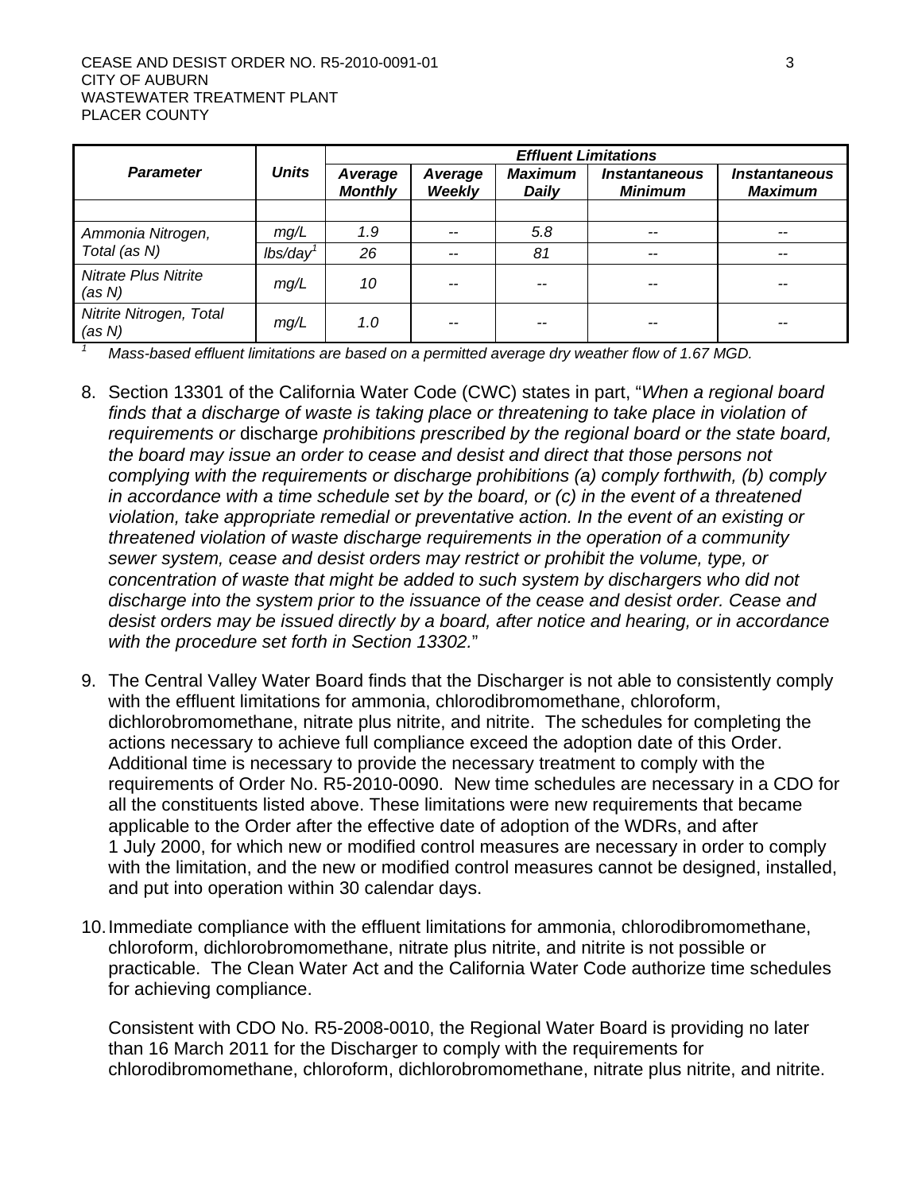| *Parameter* | *Units* | *Effluent Limitations* | | | | |
|---|---|---|---|---|---|---|
| | | *Average Monthly* | *Average Weekly* | *Maximum Daily* | *Instantaneous Minimum* | *Instantaneous Maximum* |
| | | | | | | |
| *Ammonia Nitrogen, Total (as N)* | *mg/L* | *1.9* | *--* | *5.8* | *--* | *--* |
| | *lbs/day*[1] | *26* | *--* | *81* | *--* | *--* |
| *Nitrate Plus Nitrite (as N)* | *mg/L* | *10* | *--* | *--* | *--* | *--* |
| *Nitrite Nitrogen, Total (as N)* | *mg/L* | *1.0* | *--* | *--* | *--* | *--* |

[1] *Mass-based effluent limitations are based on a permitted average dry weather flow of 1.67 MGD.*

8. Section 13301 of the California Water Code (CWC) states in part, "*When a regional board finds that a discharge of waste is taking place or threatening to take place in violation of requirements or* discharge *prohibitions prescribed by the regional board or the state board, the board may issue an order to cease and desist and direct that those persons not complying with the requirements or discharge prohibitions (a) comply forthwith, (b) comply in accordance with a time schedule set by the board, or (c) in the event of a threatened violation, take appropriate remedial or preventative action. In the event of an existing or threatened violation of waste discharge requirements in the operation of a community sewer system, cease and desist orders may restrict or prohibit the volume, type, or concentration of waste that might be added to such system by dischargers who did not discharge into the system prior to the issuance of the cease and desist order. Cease and desist orders may be issued directly by a board, after notice and hearing, or in accordance with the procedure set forth in Section 13302.*"

9. The Central Valley Water Board finds that the Discharger is not able to consistently comply with the effluent limitations for ammonia, chlorodibromomethane, chloroform, dichlorobromomethane, nitrate plus nitrite, and nitrite. The schedules for completing the actions necessary to achieve full compliance exceed the adoption date of this Order. Additional time is necessary to provide the necessary treatment to comply with the requirements of Order No. R5-2010-0090. New time schedules are necessary in a CDO for all the constituents listed above. These limitations were new requirements that became applicable to the Order after the effective date of adoption of the WDRs, and after 1 July 2000, for which new or modified control measures are necessary in order to comply with the limitation, and the new or modified control measures cannot be designed, installed, and put into operation within 30 calendar days.

10. Immediate compliance with the effluent limitations for ammonia, chlorodibromomethane, chloroform, dichlorobromomethane, nitrate plus nitrite, and nitrite is not possible or practicable. The Clean Water Act and the California Water Code authorize time schedules for achieving compliance.

    Consistent with CDO No. R5-2008-0010, the Regional Water Board is providing no later than 16 March 2011 for the Discharger to comply with the requirements for chlorodibromomethane, chloroform, dichlorobromomethane, nitrate plus nitrite, and nitrite.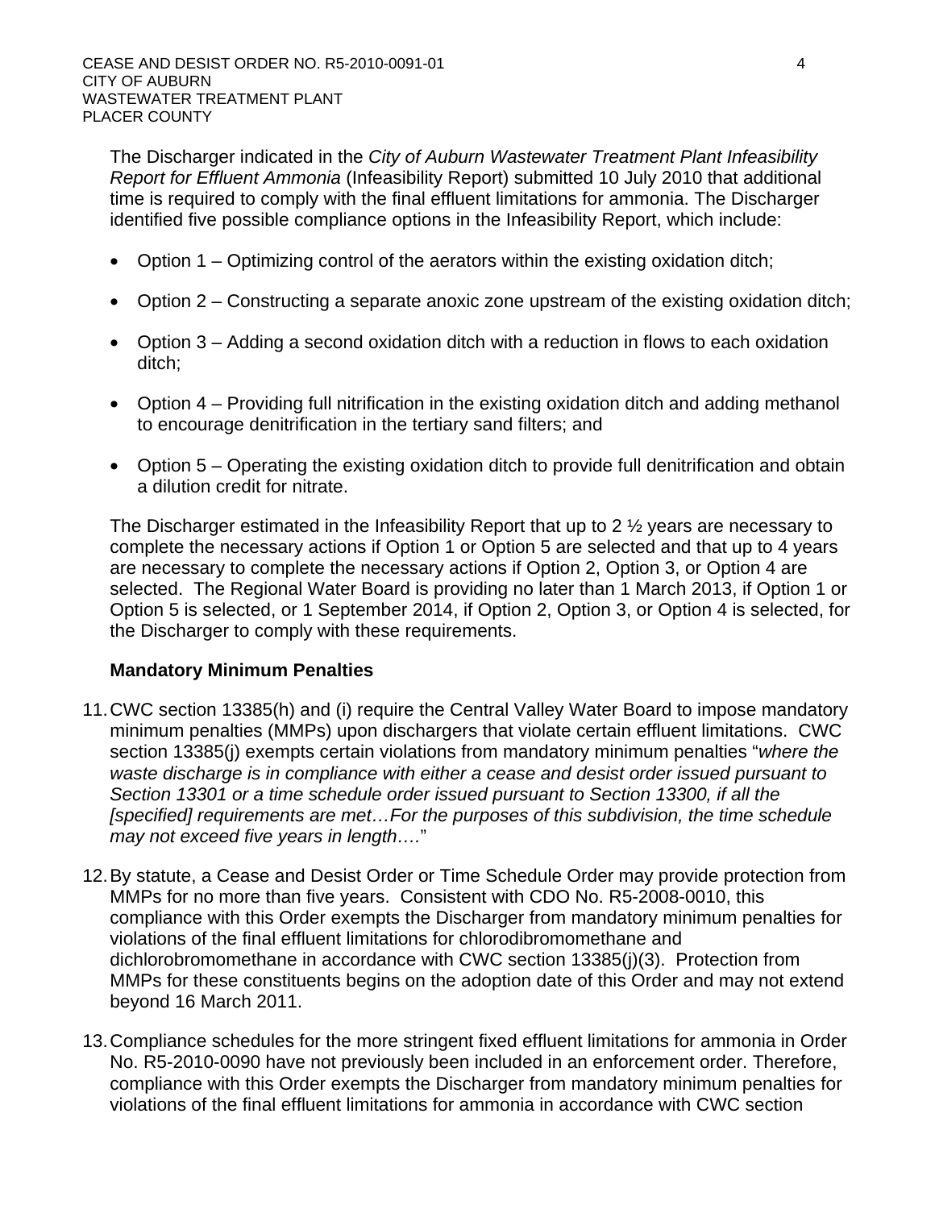The Discharger indicated in the *City of Auburn Wastewater Treatment Plant Infeasibility Report for Effluent Ammonia* (Infeasibility Report) submitted 10 July 2010 that additional time is required to comply with the final effluent limitations for ammonia. The Discharger identified five possible compliance options in the Infeasibility Report, which include:

- Option 1 – Optimizing control of the aerators within the existing oxidation ditch;
- Option 2 – Constructing a separate anoxic zone upstream of the existing oxidation ditch;
- Option 3 – Adding a second oxidation ditch with a reduction in flows to each oxidation ditch;
- Option 4 – Providing full nitrification in the existing oxidation ditch and adding methanol to encourage denitrification in the tertiary sand filters; and
- Option 5 – Operating the existing oxidation ditch to provide full denitrification and obtain a dilution credit for nitrate.

The Discharger estimated in the Infeasibility Report that up to 2 ½ years are necessary to complete the necessary actions if Option 1 or Option 5 are selected and that up to 4 years are necessary to complete the necessary actions if Option 2, Option 3, or Option 4 are selected. The Regional Water Board is providing no later than 1 March 2013, if Option 1 or Option 5 is selected, or 1 September 2014, if Option 2, Option 3, or Option 4 is selected, for the Discharger to comply with these requirements.

**Mandatory Minimum Penalties**

11. CWC section 13385(h) and (i) require the Central Valley Water Board to impose mandatory minimum penalties (MMPs) upon dischargers that violate certain effluent limitations. CWC section 13385(j) exempts certain violations from mandatory minimum penalties "*where the waste discharge is in compliance with either a cease and desist order issued pursuant to Section 13301 or a time schedule order issued pursuant to Section 13300, if all the [specified] requirements are met…For the purposes of this subdivision, the time schedule may not exceed five years in length….*"

12. By statute, a Cease and Desist Order or Time Schedule Order may provide protection from MMPs for no more than five years. Consistent with CDO No. R5-2008-0010, this compliance with this Order exempts the Discharger from mandatory minimum penalties for violations of the final effluent limitations for chlorodibromomethane and dichlorobromomethane in accordance with CWC section 13385(j)(3). Protection from MMPs for these constituents begins on the adoption date of this Order and may not extend beyond 16 March 2011.

13. Compliance schedules for the more stringent fixed effluent limitations for ammonia in Order No. R5-2010-0090 have not previously been included in an enforcement order. Therefore, compliance with this Order exempts the Discharger from mandatory minimum penalties for violations of the final effluent limitations for ammonia in accordance with CWC section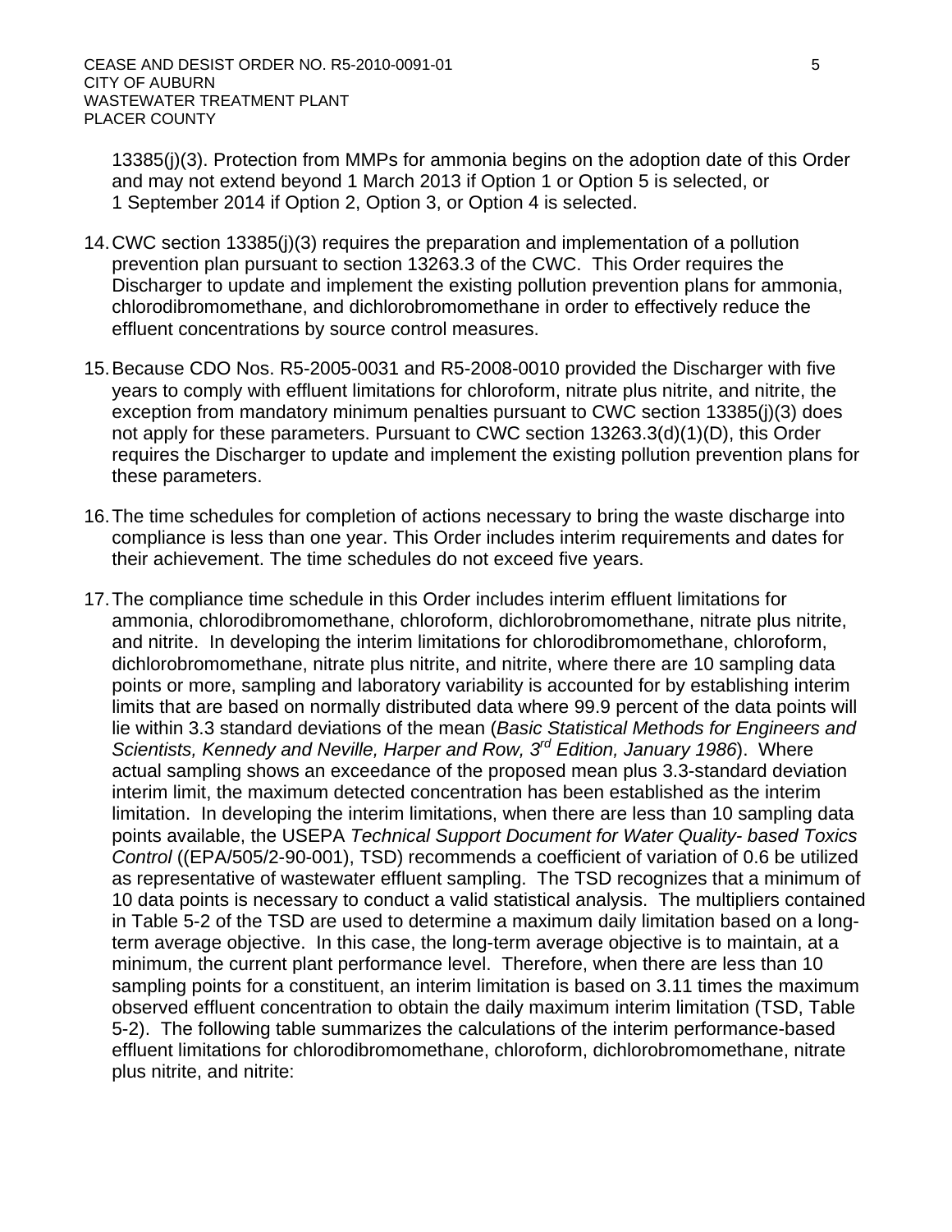13385(j)(3). Protection from MMPs for ammonia begins on the adoption date of this Order and may not extend beyond 1 March 2013 if Option 1 or Option 5 is selected, or 1 September 2014 if Option 2, Option 3, or Option 4 is selected.

14. CWC section 13385(j)(3) requires the preparation and implementation of a pollution prevention plan pursuant to section 13263.3 of the CWC. This Order requires the Discharger to update and implement the existing pollution prevention plans for ammonia, chlorodibromomethane, and dichlorobromomethane in order to effectively reduce the effluent concentrations by source control measures.

15. Because CDO Nos. R5-2005-0031 and R5-2008-0010 provided the Discharger with five years to comply with effluent limitations for chloroform, nitrate plus nitrite, and nitrite, the exception from mandatory minimum penalties pursuant to CWC section 13385(j)(3) does not apply for these parameters. Pursuant to CWC section 13263.3(d)(1)(D), this Order requires the Discharger to update and implement the existing pollution prevention plans for these parameters.

16. The time schedules for completion of actions necessary to bring the waste discharge into compliance is less than one year. This Order includes interim requirements and dates for their achievement. The time schedules do not exceed five years.

17. The compliance time schedule in this Order includes interim effluent limitations for ammonia, chlorodibromomethane, chloroform, dichlorobromomethane, nitrate plus nitrite, and nitrite. In developing the interim limitations for chlorodibromomethane, chloroform, dichlorobromomethane, nitrate plus nitrite, and nitrite, where there are 10 sampling data points or more, sampling and laboratory variability is accounted for by establishing interim limits that are based on normally distributed data where 99.9 percent of the data points will lie within 3.3 standard deviations of the mean (*Basic Statistical Methods for Engineers and Scientists, Kennedy and Neville, Harper and Row, 3rd Edition, January 1986*). Where actual sampling shows an exceedance of the proposed mean plus 3.3-standard deviation interim limit, the maximum detected concentration has been established as the interim limitation. In developing the interim limitations, when there are less than 10 sampling data points available, the USEPA *Technical Support Document for Water Quality- based Toxics Control* ((EPA/505/2-90-001), TSD) recommends a coefficient of variation of 0.6 be utilized as representative of wastewater effluent sampling. The TSD recognizes that a minimum of 10 data points is necessary to conduct a valid statistical analysis. The multipliers contained in Table 5-2 of the TSD are used to determine a maximum daily limitation based on a long-term average objective. In this case, the long-term average objective is to maintain, at a minimum, the current plant performance level. Therefore, when there are less than 10 sampling points for a constituent, an interim limitation is based on 3.11 times the maximum observed effluent concentration to obtain the daily maximum interim limitation (TSD, Table 5-2). The following table summarizes the calculations of the interim performance-based effluent limitations for chlorodibromomethane, chloroform, dichlorobromomethane, nitrate plus nitrite, and nitrite: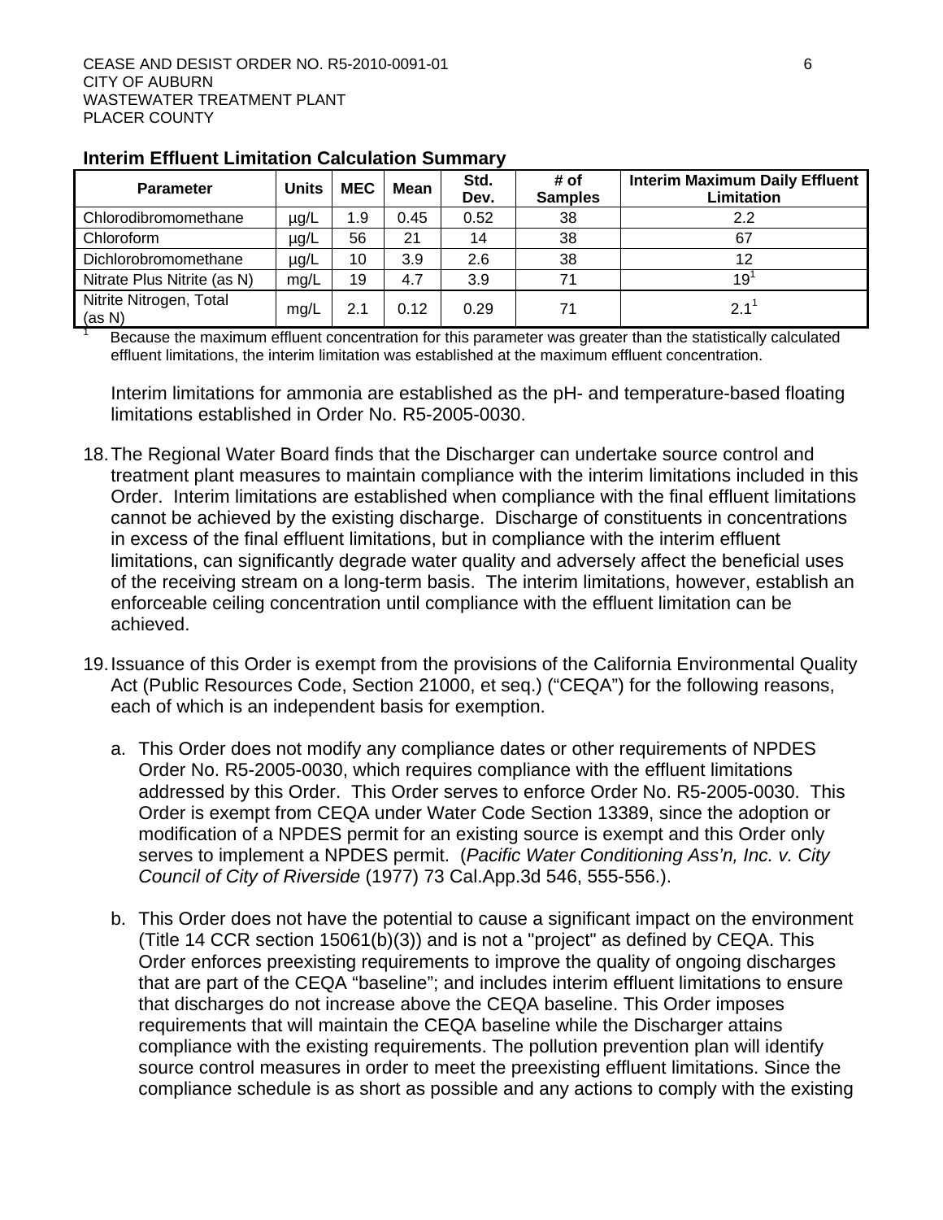**Interim Effluent Limitation Calculation Summary**

| Parameter | Units | MEC | Mean | Std. Dev. | # of Samples | Interim Maximum Daily Effluent Limitation |
|---|---|---|---|---|---|---|
| Chlorodibromomethane | µg/L | 1.9 | 0.45 | 0.52 | 38 | 2.2 |
| Chloroform | µg/L | 56 | 21 | 14 | 38 | 67 |
| Dichlorobromomethane | µg/L | 10 | 3.9 | 2.6 | 38 | 12 |
| Nitrate Plus Nitrite (as N) | mg/L | 19 | 4.7 | 3.9 | 71 | 19[1] |
| Nitrite Nitrogen, Total (as N) | mg/L | 2.1 | 0.12 | 0.29 | 71 | 2.1[1] |

[1] Because the maximum effluent concentration for this parameter was greater than the statistically calculated effluent limitations, the interim limitation was established at the maximum effluent concentration.

Interim limitations for ammonia are established as the pH- and temperature-based floating limitations established in Order No. R5-2005-0030.

18. The Regional Water Board finds that the Discharger can undertake source control and treatment plant measures to maintain compliance with the interim limitations included in this Order. Interim limitations are established when compliance with the final effluent limitations cannot be achieved by the existing discharge. Discharge of constituents in concentrations in excess of the final effluent limitations, but in compliance with the interim effluent limitations, can significantly degrade water quality and adversely affect the beneficial uses of the receiving stream on a long-term basis. The interim limitations, however, establish an enforceable ceiling concentration until compliance with the effluent limitation can be achieved.

19. Issuance of this Order is exempt from the provisions of the California Environmental Quality Act (Public Resources Code, Section 21000, et seq.) ("CEQA") for the following reasons, each of which is an independent basis for exemption.

    a. This Order does not modify any compliance dates or other requirements of NPDES Order No. R5-2005-0030, which requires compliance with the effluent limitations addressed by this Order. This Order serves to enforce Order No. R5-2005-0030. This Order is exempt from CEQA under Water Code Section 13389, since the adoption or modification of a NPDES permit for an existing source is exempt and this Order only serves to implement a NPDES permit. (*Pacific Water Conditioning Ass'n, Inc. v. City Council of City of Riverside* (1977) 73 Cal.App.3d 546, 555-556.).

    b. This Order does not have the potential to cause a significant impact on the environment (Title 14 CCR section 15061(b)(3)) and is not a "project" as defined by CEQA. This Order enforces preexisting requirements to improve the quality of ongoing discharges that are part of the CEQA "baseline"; and includes interim effluent limitations to ensure that discharges do not increase above the CEQA baseline. This Order imposes requirements that will maintain the CEQA baseline while the Discharger attains compliance with the existing requirements. The pollution prevention plan will identify source control measures in order to meet the preexisting effluent limitations. Since the compliance schedule is as short as possible and any actions to comply with the existing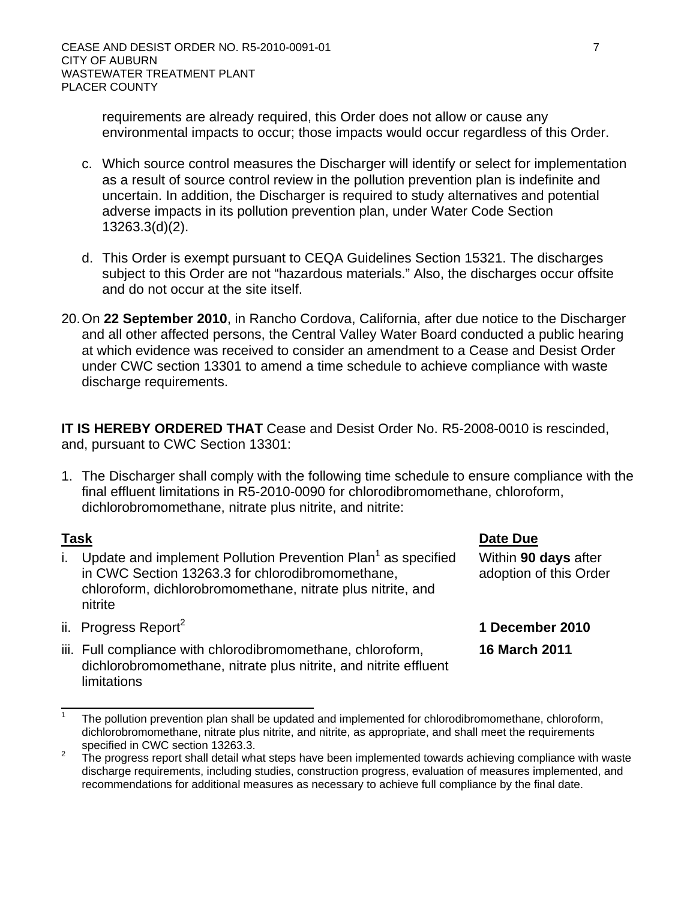requirements are already required, this Order does not allow or cause any environmental impacts to occur; those impacts would occur regardless of this Order.

c. Which source control measures the Discharger will identify or select for implementation as a result of source control review in the pollution prevention plan is indefinite and uncertain. In addition, the Discharger is required to study alternatives and potential adverse impacts in its pollution prevention plan, under Water Code Section 13263.3(d)(2).

d. This Order is exempt pursuant to CEQA Guidelines Section 15321. The discharges subject to this Order are not "hazardous materials." Also, the discharges occur offsite and do not occur at the site itself.

20. On **22 September 2010**, in Rancho Cordova, California, after due notice to the Discharger and all other affected persons, the Central Valley Water Board conducted a public hearing at which evidence was received to consider an amendment to a Cease and Desist Order under CWC section 13301 to amend a time schedule to achieve compliance with waste discharge requirements.

**IT IS HEREBY ORDERED THAT** Cease and Desist Order No. R5-2008-0010 is rescinded, and, pursuant to CWC Section 13301:

1. The Discharger shall comply with the following time schedule to ensure compliance with the final effluent limitations in R5-2010-0090 for chlorodibromomethane, chloroform, dichlorobromomethane, nitrate plus nitrite, and nitrite:

| **Task** | **Date Due** |
|---|---|
| i. Update and implement Pollution Prevention Plan[1] as specified in CWC Section 13263.3 for chlorodibromomethane, chloroform, dichlorobromomethane, nitrate plus nitrite, and nitrite | Within **90 days** after adoption of this Order |
| ii. Progress Report[2] | **1 December 2010** |
| iii. Full compliance with chlorodibromomethane, chloroform, dichlorobromomethane, nitrate plus nitrite, and nitrite effluent limitations | **16 March 2011** |

[1] The pollution prevention plan shall be updated and implemented for chlorodibromomethane, chloroform, dichlorobromomethane, nitrate plus nitrite, and nitrite, as appropriate, and shall meet the requirements specified in CWC section 13263.3.

[2] The progress report shall detail what steps have been implemented towards achieving compliance with waste discharge requirements, including studies, construction progress, evaluation of measures implemented, and recommendations for additional measures as necessary to achieve full compliance by the final date.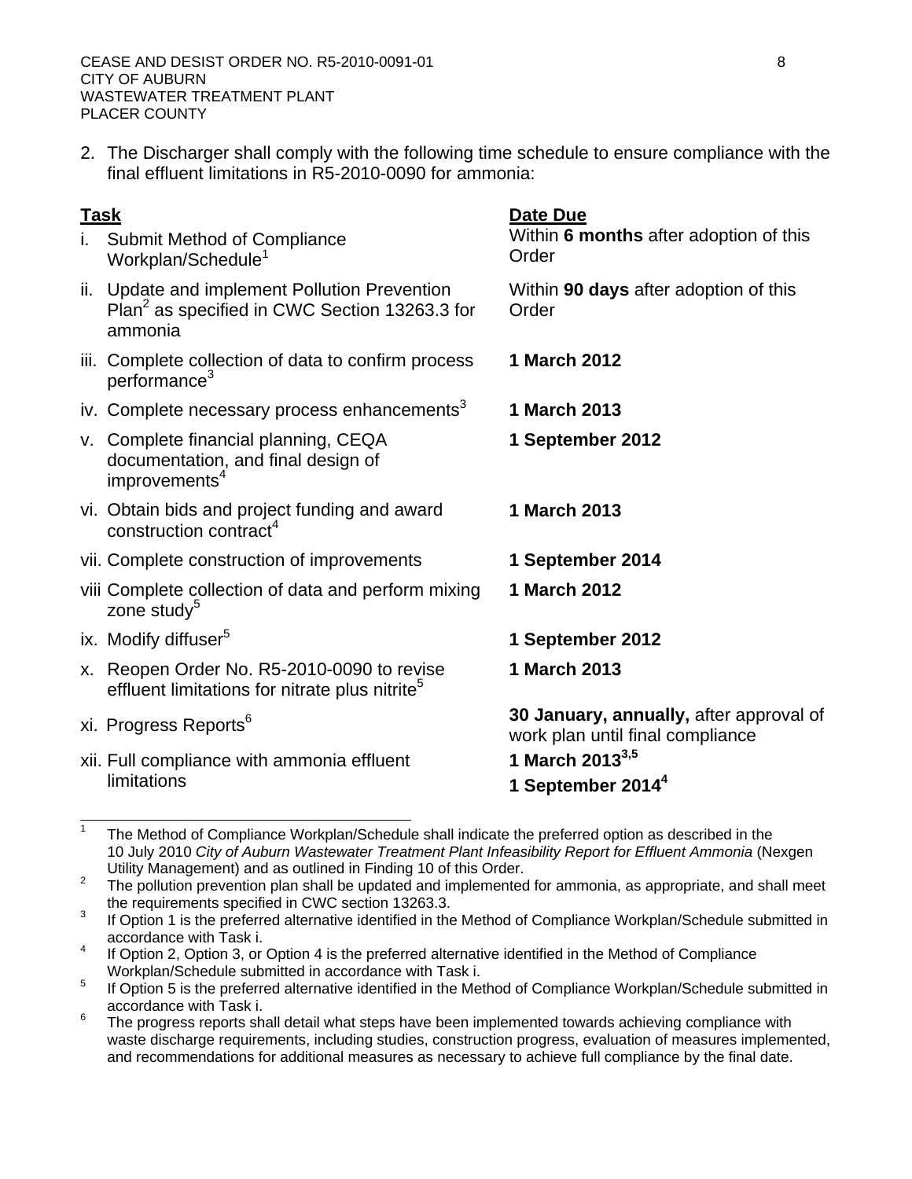2. The Discharger shall comply with the following time schedule to ensure compliance with the final effluent limitations in R5-2010-0090 for ammonia:

| Task | Date Due |
|---|---|
| i. Submit Method of Compliance Workplan/Schedule[1] | Within **6 months** after adoption of this Order |
| ii. Update and implement Pollution Prevention Plan[2] as specified in CWC Section 13263.3 for ammonia | Within **90 days** after adoption of this Order |
| iii. Complete collection of data to confirm process performance[3] | **1 March 2012** |
| iv. Complete necessary process enhancements[3] | **1 March 2013** |
| v. Complete financial planning, CEQA documentation, and final design of improvements[4] | **1 September 2012** |
| vi. Obtain bids and project funding and award construction contract[4] | **1 March 2013** |
| vii. Complete construction of improvements | **1 September 2014** |
| viii Complete collection of data and perform mixing zone study[5] | **1 March 2012** |
| ix. Modify diffuser[5] | **1 September 2012** |
| x. Reopen Order No. R5-2010-0090 to revise effluent limitations for nitrate plus nitrite[5] | **1 March 2013** |
| xi. Progress Reports[6] | **30 January, annually,** after approval of work plan until final compliance |
| xii. Full compliance with ammonia effluent limitations | **1 March 2013**[3,5] **1 September 2014**[4] |

---

1. The Method of Compliance Workplan/Schedule shall indicate the preferred option as described in the 10 July 2010 *City of Auburn Wastewater Treatment Plant Infeasibility Report for Effluent Ammonia* (Nexgen Utility Management) and as outlined in Finding 10 of this Order.
2. The pollution prevention plan shall be updated and implemented for ammonia, as appropriate, and shall meet the requirements specified in CWC section 13263.3.
3. If Option 1 is the preferred alternative identified in the Method of Compliance Workplan/Schedule submitted in accordance with Task i.
4. If Option 2, Option 3, or Option 4 is the preferred alternative identified in the Method of Compliance Workplan/Schedule submitted in accordance with Task i.
5. If Option 5 is the preferred alternative identified in the Method of Compliance Workplan/Schedule submitted in accordance with Task i.
6. The progress reports shall detail what steps have been implemented towards achieving compliance with waste discharge requirements, including studies, construction progress, evaluation of measures implemented, and recommendations for additional measures as necessary to achieve full compliance by the final date.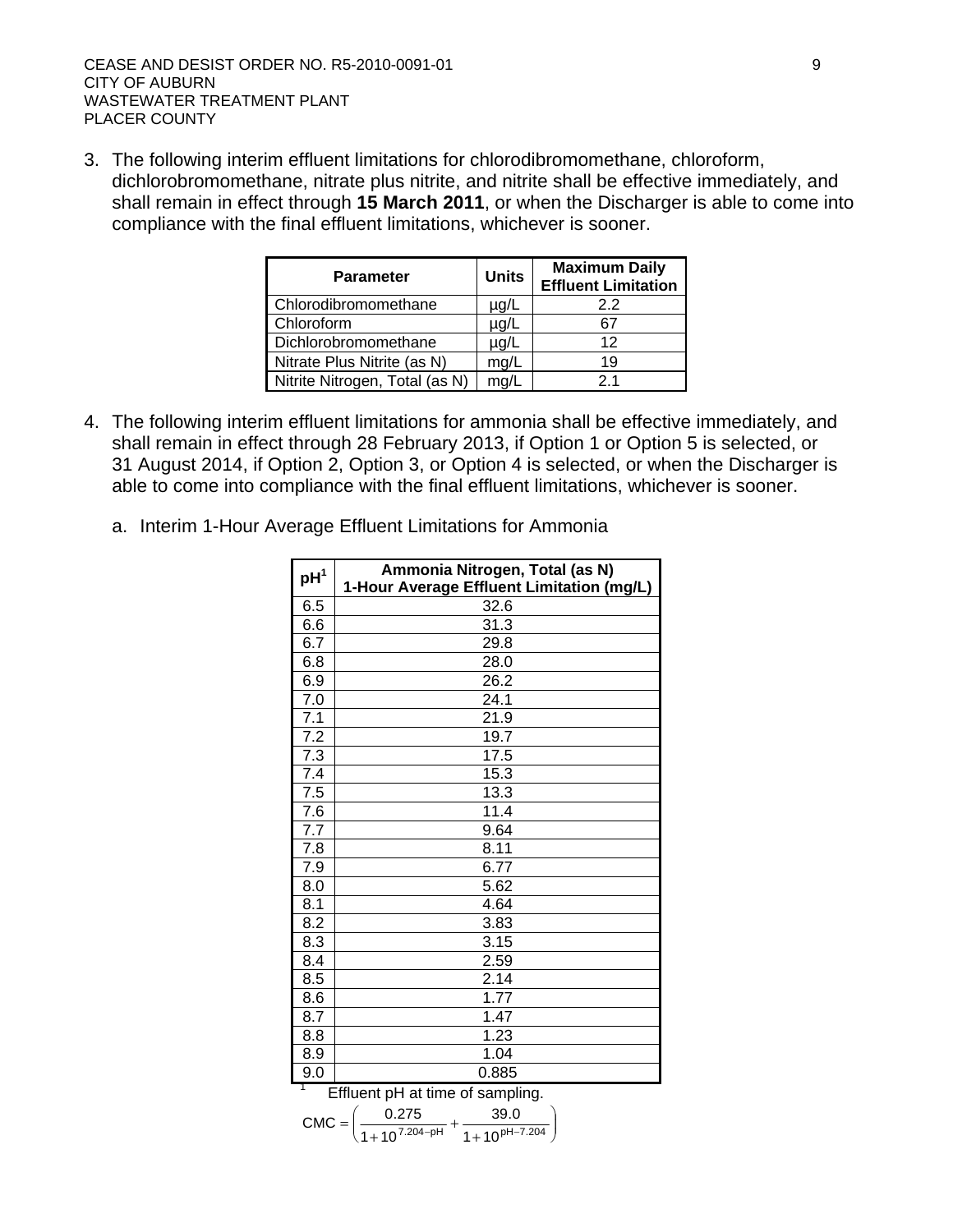3. The following interim effluent limitations for chlorodibromomethane, chloroform, dichlorobromomethane, nitrate plus nitrite, and nitrite shall be effective immediately, and shall remain in effect through **15 March 2011**, or when the Discharger is able to come into compliance with the final effluent limitations, whichever is sooner.

| Parameter | Units | Maximum Daily Effluent Limitation |
|---|---|---|
| Chlorodibromomethane | µg/L | 2.2 |
| Chloroform | µg/L | 67 |
| Dichlorobromomethane | µg/L | 12 |
| Nitrate Plus Nitrite (as N) | mg/L | 19 |
| Nitrite Nitrogen, Total (as N) | mg/L | 2.1 |

4. The following interim effluent limitations for ammonia shall be effective immediately, and shall remain in effect through 28 February 2013, if Option 1 or Option 5 is selected, or 31 August 2014, if Option 2, Option 3, or Option 4 is selected, or when the Discharger is able to come into compliance with the final effluent limitations, whichever is sooner.

   a. Interim 1-Hour Average Effluent Limitations for Ammonia

| pH[1] | Ammonia Nitrogen, Total (as N) 1-Hour Average Effluent Limitation (mg/L) |
|---|---|
| 6.5 | 32.6 |
| 6.6 | 31.3 |
| 6.7 | 29.8 |
| 6.8 | 28.0 |
| 6.9 | 26.2 |
| 7.0 | 24.1 |
| 7.1 | 21.9 |
| 7.2 | 19.7 |
| 7.3 | 17.5 |
| 7.4 | 15.3 |
| 7.5 | 13.3 |
| 7.6 | 11.4 |
| 7.7 | 9.64 |
| 7.8 | 8.11 |
| 7.9 | 6.77 |
| 8.0 | 5.62 |
| 8.1 | 4.64 |
| 8.2 | 3.83 |
| 8.3 | 3.15 |
| 8.4 | 2.59 |
| 8.5 | 2.14 |
| 8.6 | 1.77 |
| 8.7 | 1.47 |
| 8.8 | 1.23 |
| 8.9 | 1.04 |
| 9.0 | 0.885 |

[1] Effluent pH at time of sampling.

$$CMC = \left( \frac{0.275}{1 + 10^{7.204 - pH}} + \frac{39.0}{1 + 10^{pH - 7.204}} \right)$$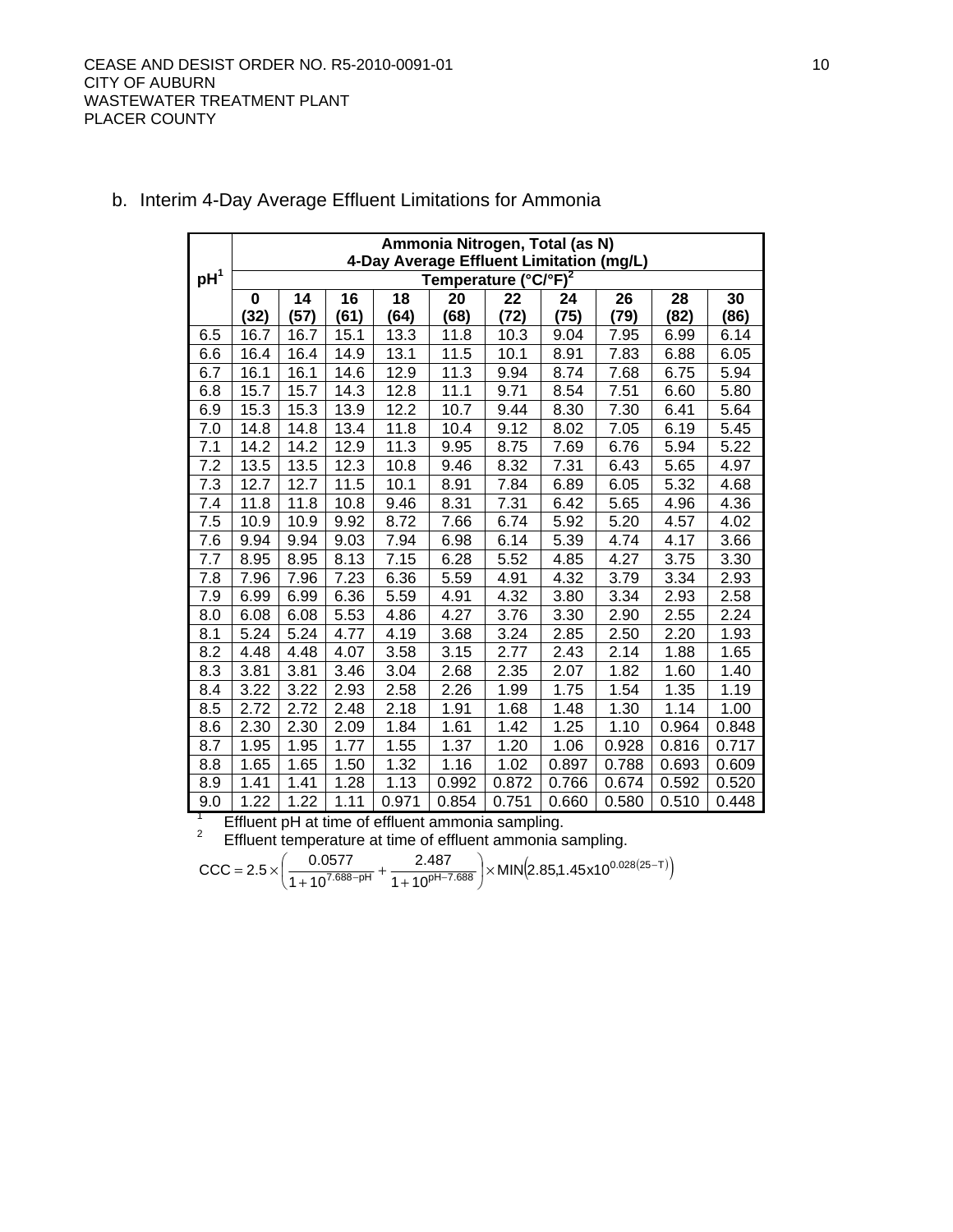b. Interim 4-Day Average Effluent Limitations for Ammonia

| pH[1] | Ammonia Nitrogen, Total (as N) 4-Day Average Effluent Limitation (mg/L) | | | | | | | | | |
|---|---|---|---|---|---|---|---|---|---|---|
| | Temperature (°C/°F)[2] | | | | | | | | | |
| | 0 (32) | 14 (57) | 16 (61) | 18 (64) | 20 (68) | 22 (72) | 24 (75) | 26 (79) | 28 (82) | 30 (86) |
| 6.5 | 16.7 | 16.7 | 15.1 | 13.3 | 11.8 | 10.3 | 9.04 | 7.95 | 6.99 | 6.14 |
| 6.6 | 16.4 | 16.4 | 14.9 | 13.1 | 11.5 | 10.1 | 8.91 | 7.83 | 6.88 | 6.05 |
| 6.7 | 16.1 | 16.1 | 14.6 | 12.9 | 11.3 | 9.94 | 8.74 | 7.68 | 6.75 | 5.94 |
| 6.8 | 15.7 | 15.7 | 14.3 | 12.8 | 11.1 | 9.71 | 8.54 | 7.51 | 6.60 | 5.80 |
| 6.9 | 15.3 | 15.3 | 13.9 | 12.2 | 10.7 | 9.44 | 8.30 | 7.30 | 6.41 | 5.64 |
| 7.0 | 14.8 | 14.8 | 13.4 | 11.8 | 10.4 | 9.12 | 8.02 | 7.05 | 6.19 | 5.45 |
| 7.1 | 14.2 | 14.2 | 12.9 | 11.3 | 9.95 | 8.75 | 7.69 | 6.76 | 5.94 | 5.22 |
| 7.2 | 13.5 | 13.5 | 12.3 | 10.8 | 9.46 | 8.32 | 7.31 | 6.43 | 5.65 | 4.97 |
| 7.3 | 12.7 | 12.7 | 11.5 | 10.1 | 8.91 | 7.84 | 6.89 | 6.05 | 5.32 | 4.68 |
| 7.4 | 11.8 | 11.8 | 10.8 | 9.46 | 8.31 | 7.31 | 6.42 | 5.65 | 4.96 | 4.36 |
| 7.5 | 10.9 | 10.9 | 9.92 | 8.72 | 7.66 | 6.74 | 5.92 | 5.20 | 4.57 | 4.02 |
| 7.6 | 9.94 | 9.94 | 9.03 | 7.94 | 6.98 | 6.14 | 5.39 | 4.74 | 4.17 | 3.66 |
| 7.7 | 8.95 | 8.95 | 8.13 | 7.15 | 6.28 | 5.52 | 4.85 | 4.27 | 3.75 | 3.30 |
| 7.8 | 7.96 | 7.96 | 7.23 | 6.36 | 5.59 | 4.91 | 4.32 | 3.79 | 3.34 | 2.93 |
| 7.9 | 6.99 | 6.99 | 6.36 | 5.59 | 4.91 | 4.32 | 3.80 | 3.34 | 2.93 | 2.58 |
| 8.0 | 6.08 | 6.08 | 5.53 | 4.86 | 4.27 | 3.76 | 3.30 | 2.90 | 2.55 | 2.24 |
| 8.1 | 5.24 | 5.24 | 4.77 | 4.19 | 3.68 | 3.24 | 2.85 | 2.50 | 2.20 | 1.93 |
| 8.2 | 4.48 | 4.48 | 4.07 | 3.58 | 3.15 | 2.77 | 2.43 | 2.14 | 1.88 | 1.65 |
| 8.3 | 3.81 | 3.81 | 3.46 | 3.04 | 2.68 | 2.35 | 2.07 | 1.82 | 1.60 | 1.40 |
| 8.4 | 3.22 | 3.22 | 2.93 | 2.58 | 2.26 | 1.99 | 1.75 | 1.54 | 1.35 | 1.19 |
| 8.5 | 2.72 | 2.72 | 2.48 | 2.18 | 1.91 | 1.68 | 1.48 | 1.30 | 1.14 | 1.00 |
| 8.6 | 2.30 | 2.30 | 2.09 | 1.84 | 1.61 | 1.42 | 1.25 | 1.10 | 0.964 | 0.848 |
| 8.7 | 1.95 | 1.95 | 1.77 | 1.55 | 1.37 | 1.20 | 1.06 | 0.928 | 0.816 | 0.717 |
| 8.8 | 1.65 | 1.65 | 1.50 | 1.32 | 1.16 | 1.02 | 0.897 | 0.788 | 0.693 | 0.609 |
| 8.9 | 1.41 | 1.41 | 1.28 | 1.13 | 0.992 | 0.872 | 0.766 | 0.674 | 0.592 | 0.520 |
| 9.0 | 1.22 | 1.22 | 1.11 | 0.971 | 0.854 | 0.751 | 0.660 | 0.580 | 0.510 | 0.448 |

[1] Effluent pH at time of effluent ammonia sampling.

[2] Effluent temperature at time of effluent ammonia sampling.

$$CCC = 2.5 \times \left( \frac{0.0577}{1 + 10^{7.688 - pH}} + \frac{2.487}{1 + 10^{pH - 7.688}} \right) \times MIN\left(2.85, 1.45x10^{0.028(25-T)}\right)$$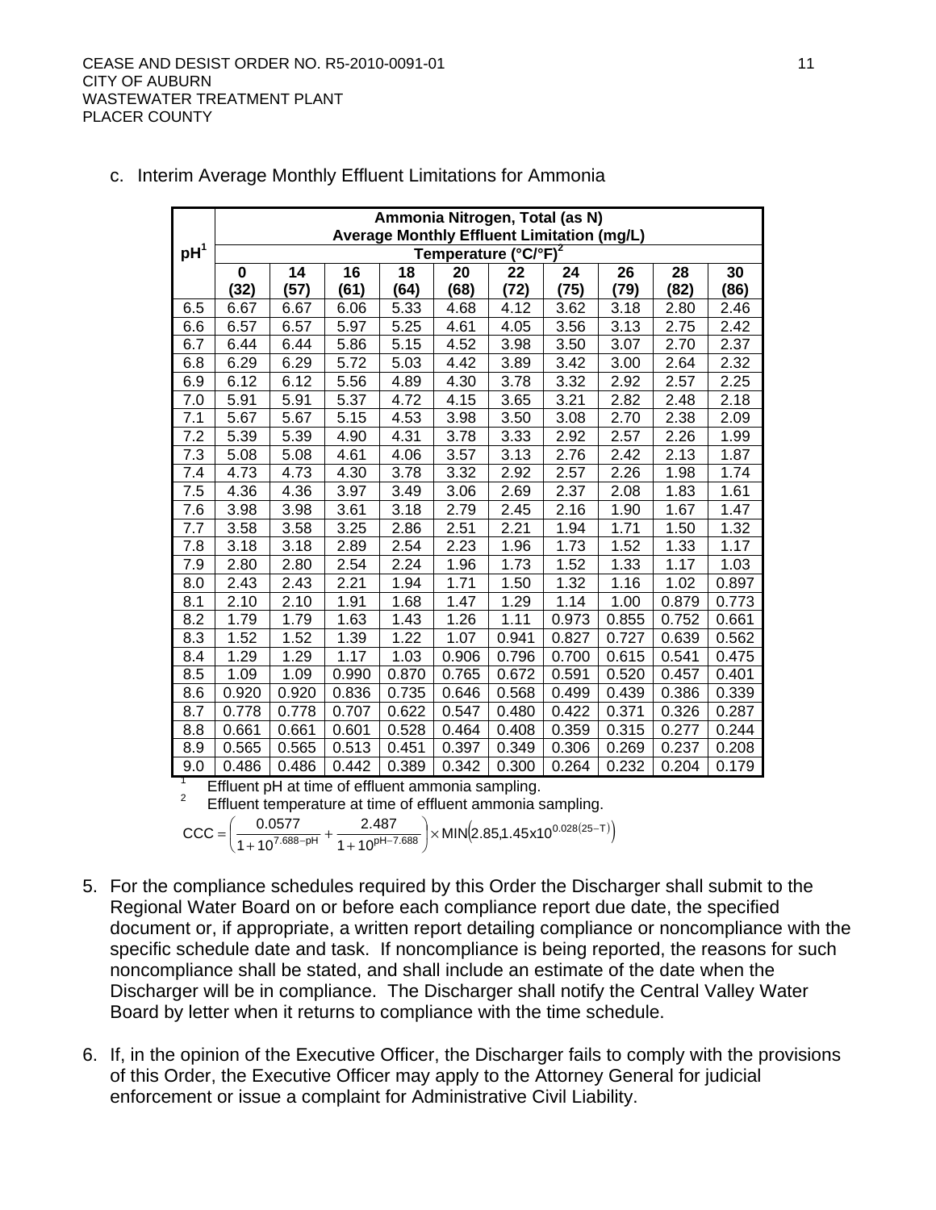c. Interim Average Monthly Effluent Limitations for Ammonia

| pH[1] | Ammonia Nitrogen, Total (as N) Average Monthly Effluent Limitation (mg/L) | | | | | | | | | |
|---|---|---|---|---|---|---|---|---|---|---|
| | Temperature (°C/°F)[2] | | | | | | | | | |
| | 0 (32) | 14 (57) | 16 (61) | 18 (64) | 20 (68) | 22 (72) | 24 (75) | 26 (79) | 28 (82) | 30 (86) |
| 6.5 | 6.67 | 6.67 | 6.06 | 5.33 | 4.68 | 4.12 | 3.62 | 3.18 | 2.80 | 2.46 |
| 6.6 | 6.57 | 6.57 | 5.97 | 5.25 | 4.61 | 4.05 | 3.56 | 3.13 | 2.75 | 2.42 |
| 6.7 | 6.44 | 6.44 | 5.86 | 5.15 | 4.52 | 3.98 | 3.50 | 3.07 | 2.70 | 2.37 |
| 6.8 | 6.29 | 6.29 | 5.72 | 5.03 | 4.42 | 3.89 | 3.42 | 3.00 | 2.64 | 2.32 |
| 6.9 | 6.12 | 6.12 | 5.56 | 4.89 | 4.30 | 3.78 | 3.32 | 2.92 | 2.57 | 2.25 |
| 7.0 | 5.91 | 5.91 | 5.37 | 4.72 | 4.15 | 3.65 | 3.21 | 2.82 | 2.48 | 2.18 |
| 7.1 | 5.67 | 5.67 | 5.15 | 4.53 | 3.98 | 3.50 | 3.08 | 2.70 | 2.38 | 2.09 |
| 7.2 | 5.39 | 5.39 | 4.90 | 4.31 | 3.78 | 3.33 | 2.92 | 2.57 | 2.26 | 1.99 |
| 7.3 | 5.08 | 5.08 | 4.61 | 4.06 | 3.57 | 3.13 | 2.76 | 2.42 | 2.13 | 1.87 |
| 7.4 | 4.73 | 4.73 | 4.30 | 3.78 | 3.32 | 2.92 | 2.57 | 2.26 | 1.98 | 1.74 |
| 7.5 | 4.36 | 4.36 | 3.97 | 3.49 | 3.06 | 2.69 | 2.37 | 2.08 | 1.83 | 1.61 |
| 7.6 | 3.98 | 3.98 | 3.61 | 3.18 | 2.79 | 2.45 | 2.16 | 1.90 | 1.67 | 1.47 |
| 7.7 | 3.58 | 3.58 | 3.25 | 2.86 | 2.51 | 2.21 | 1.94 | 1.71 | 1.50 | 1.32 |
| 7.8 | 3.18 | 3.18 | 2.89 | 2.54 | 2.23 | 1.96 | 1.73 | 1.52 | 1.33 | 1.17 |
| 7.9 | 2.80 | 2.80 | 2.54 | 2.24 | 1.96 | 1.73 | 1.52 | 1.33 | 1.17 | 1.03 |
| 8.0 | 2.43 | 2.43 | 2.21 | 1.94 | 1.71 | 1.50 | 1.32 | 1.16 | 1.02 | 0.897 |
| 8.1 | 2.10 | 2.10 | 1.91 | 1.68 | 1.47 | 1.29 | 1.14 | 1.00 | 0.879 | 0.773 |
| 8.2 | 1.79 | 1.79 | 1.63 | 1.43 | 1.26 | 1.11 | 0.973 | 0.855 | 0.752 | 0.661 |
| 8.3 | 1.52 | 1.52 | 1.39 | 1.22 | 1.07 | 0.941 | 0.827 | 0.727 | 0.639 | 0.562 |
| 8.4 | 1.29 | 1.29 | 1.17 | 1.03 | 0.906 | 0.796 | 0.700 | 0.615 | 0.541 | 0.475 |
| 8.5 | 1.09 | 1.09 | 0.990 | 0.870 | 0.765 | 0.672 | 0.591 | 0.520 | 0.457 | 0.401 |
| 8.6 | 0.920 | 0.920 | 0.836 | 0.735 | 0.646 | 0.568 | 0.499 | 0.439 | 0.386 | 0.339 |
| 8.7 | 0.778 | 0.778 | 0.707 | 0.622 | 0.547 | 0.480 | 0.422 | 0.371 | 0.326 | 0.287 |
| 8.8 | 0.661 | 0.661 | 0.601 | 0.528 | 0.464 | 0.408 | 0.359 | 0.315 | 0.277 | 0.244 |
| 8.9 | 0.565 | 0.565 | 0.513 | 0.451 | 0.397 | 0.349 | 0.306 | 0.269 | 0.237 | 0.208 |
| 9.0 | 0.486 | 0.486 | 0.442 | 0.389 | 0.342 | 0.300 | 0.264 | 0.232 | 0.204 | 0.179 |

[1] Effluent pH at time of effluent ammonia sampling.

[2] Effluent temperature at time of effluent ammonia sampling.

$$CCC = \left( \frac{0.0577}{1 + 10^{7.688 - pH}} + \frac{2.487}{1 + 10^{pH - 7.688}} \right) \times MIN\left(2.85, 1.45 \times 10^{0.028(25-T)}\right)$$

5. For the compliance schedules required by this Order the Discharger shall submit to the Regional Water Board on or before each compliance report due date, the specified document or, if appropriate, a written report detailing compliance or noncompliance with the specific schedule date and task. If noncompliance is being reported, the reasons for such noncompliance shall be stated, and shall include an estimate of the date when the Discharger will be in compliance. The Discharger shall notify the Central Valley Water Board by letter when it returns to compliance with the time schedule.

6. If, in the opinion of the Executive Officer, the Discharger fails to comply with the provisions of this Order, the Executive Officer may apply to the Attorney General for judicial enforcement or issue a complaint for Administrative Civil Liability.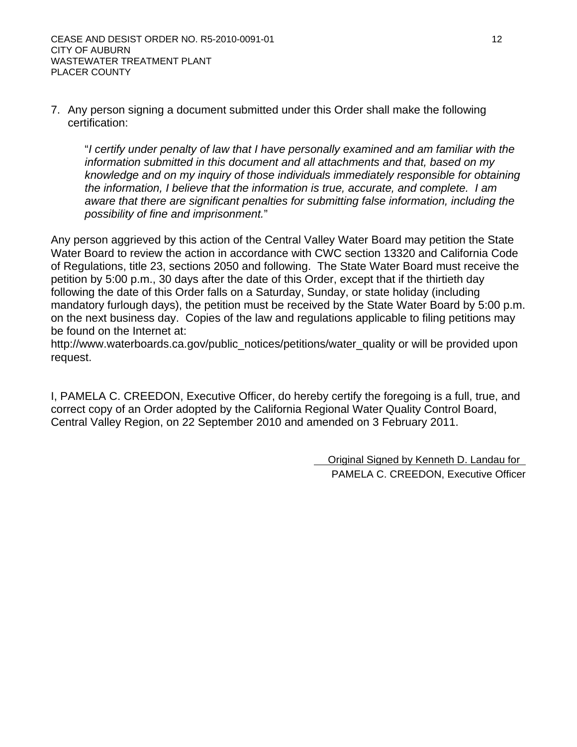7. Any person signing a document submitted under this Order shall make the following certification:

   "*I certify under penalty of law that I have personally examined and am familiar with the information submitted in this document and all attachments and that, based on my knowledge and on my inquiry of those individuals immediately responsible for obtaining the information, I believe that the information is true, accurate, and complete. I am aware that there are significant penalties for submitting false information, including the possibility of fine and imprisonment.*"

Any person aggrieved by this action of the Central Valley Water Board may petition the State Water Board to review the action in accordance with CWC section 13320 and California Code of Regulations, title 23, sections 2050 and following. The State Water Board must receive the petition by 5:00 p.m., 30 days after the date of this Order, except that if the thirtieth day following the date of this Order falls on a Saturday, Sunday, or state holiday (including mandatory furlough days), the petition must be received by the State Water Board by 5:00 p.m. on the next business day. Copies of the law and regulations applicable to filing petitions may be found on the Internet at: http://www.waterboards.ca.gov/public_notices/petitions/water_quality or will be provided upon request.

I, PAMELA C. CREEDON, Executive Officer, do hereby certify the foregoing is a full, true, and correct copy of an Order adopted by the California Regional Water Quality Control Board, Central Valley Region, on 22 September 2010 and amended on 3 February 2011.

Original Signed by Kenneth D. Landau for
PAMELA C. CREEDON, Executive Officer